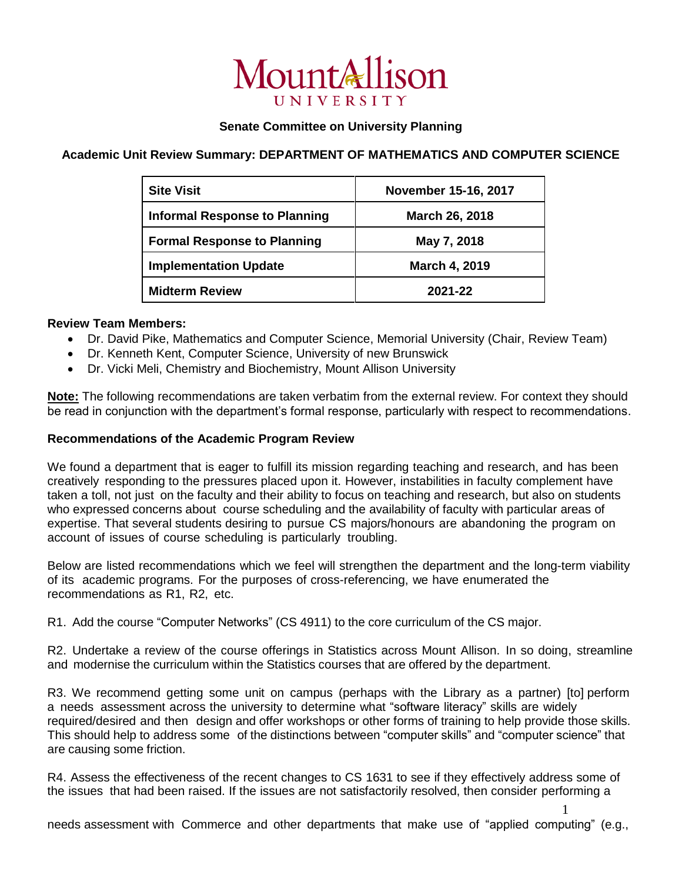Mount Allison UNIVERSITY

**Senate Committee on University Planning**

**Academic Unit Review Summary: DEPARTMENT OF MATHEMATICS AND COMPUTER SCIENCE**

| | |
|---|---|
| **Site Visit** | **November 15-16, 2017** |
| **Informal Response to Planning** | **March 26, 2018** |
| **Formal Response to Planning** | **May 7, 2018** |
| **Implementation Update** | **March 4, 2019** |
| **Midterm Review** | **2021-22** |

**Review Team Members:**

- Dr. David Pike, Mathematics and Computer Science, Memorial University (Chair, Review Team)
- Dr. Kenneth Kent, Computer Science, University of new Brunswick
- Dr. Vicki Meli, Chemistry and Biochemistry, Mount Allison University

**Note:** The following recommendations are taken verbatim from the external review. For context they should be read in conjunction with the department's formal response, particularly with respect to recommendations.

**Recommendations of the Academic Program Review**

We found a department that is eager to fulfill its mission regarding teaching and research, and has been creatively responding to the pressures placed upon it. However, instabilities in faculty complement have taken a toll, not just on the faculty and their ability to focus on teaching and research, but also on students who expressed concerns about course scheduling and the availability of faculty with particular areas of expertise. That several students desiring to pursue CS majors/honours are abandoning the program on account of issues of course scheduling is particularly troubling.

Below are listed recommendations which we feel will strengthen the department and the long-term viability of its academic programs. For the purposes of cross-referencing, we have enumerated the recommendations as R1, R2, etc.

R1. Add the course "Computer Networks" (CS 4911) to the core curriculum of the CS major.

R2. Undertake a review of the course offerings in Statistics across Mount Allison. In so doing, streamline and modernise the curriculum within the Statistics courses that are offered by the department.

R3. We recommend getting some unit on campus (perhaps with the Library as a partner) [to] perform a needs assessment across the university to determine what "software literacy" skills are widely required/desired and then design and offer workshops or other forms of training to help provide those skills. This should help to address some of the distinctions between "computer skills" and "computer science" that are causing some friction.

R4. Assess the effectiveness of the recent changes to CS 1631 to see if they effectively address some of the issues that had been raised. If the issues are not satisfactorily resolved, then consider performing a needs assessment with Commerce and other departments that make use of "applied computing" (e.g.,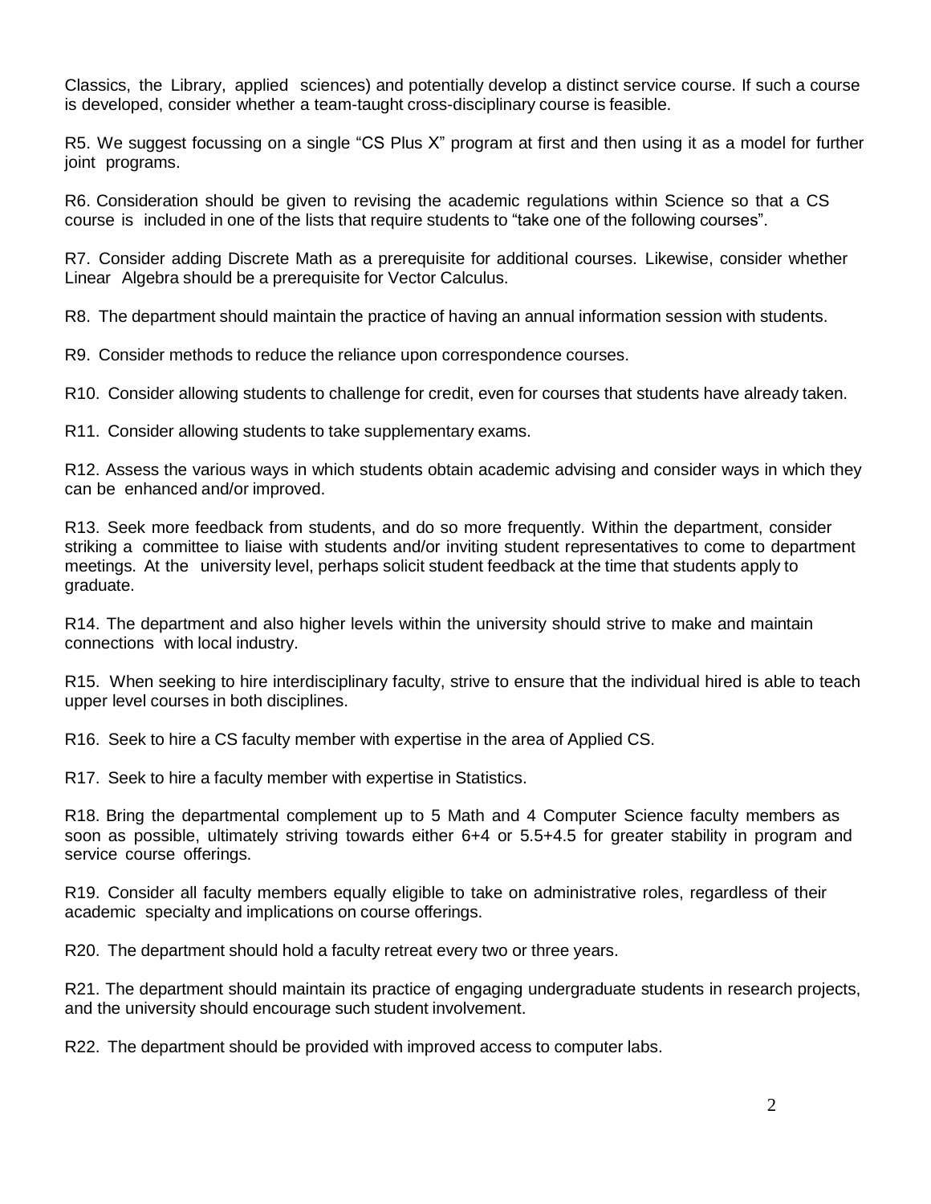Classics, the Library, applied sciences) and potentially develop a distinct service course. If such a course is developed, consider whether a team-taught cross-disciplinary course is feasible.

R5. We suggest focussing on a single "CS Plus X" program at first and then using it as a model for further joint programs.

R6. Consideration should be given to revising the academic regulations within Science so that a CS course is included in one of the lists that require students to "take one of the following courses".

R7. Consider adding Discrete Math as a prerequisite for additional courses. Likewise, consider whether Linear Algebra should be a prerequisite for Vector Calculus.

R8. The department should maintain the practice of having an annual information session with students.

R9. Consider methods to reduce the reliance upon correspondence courses.

R10. Consider allowing students to challenge for credit, even for courses that students have already taken.

R11. Consider allowing students to take supplementary exams.

R12. Assess the various ways in which students obtain academic advising and consider ways in which they can be enhanced and/or improved.

R13. Seek more feedback from students, and do so more frequently. Within the department, consider striking a committee to liaise with students and/or inviting student representatives to come to department meetings. At the university level, perhaps solicit student feedback at the time that students apply to graduate.

R14. The department and also higher levels within the university should strive to make and maintain connections with local industry.

R15. When seeking to hire interdisciplinary faculty, strive to ensure that the individual hired is able to teach upper level courses in both disciplines.

R16. Seek to hire a CS faculty member with expertise in the area of Applied CS.

R17. Seek to hire a faculty member with expertise in Statistics.

R18. Bring the departmental complement up to 5 Math and 4 Computer Science faculty members as soon as possible, ultimately striving towards either 6+4 or 5.5+4.5 for greater stability in program and service course offerings.

R19. Consider all faculty members equally eligible to take on administrative roles, regardless of their academic specialty and implications on course offerings.

R20. The department should hold a faculty retreat every two or three years.

R21. The department should maintain its practice of engaging undergraduate students in research projects, and the university should encourage such student involvement.

R22. The department should be provided with improved access to computer labs.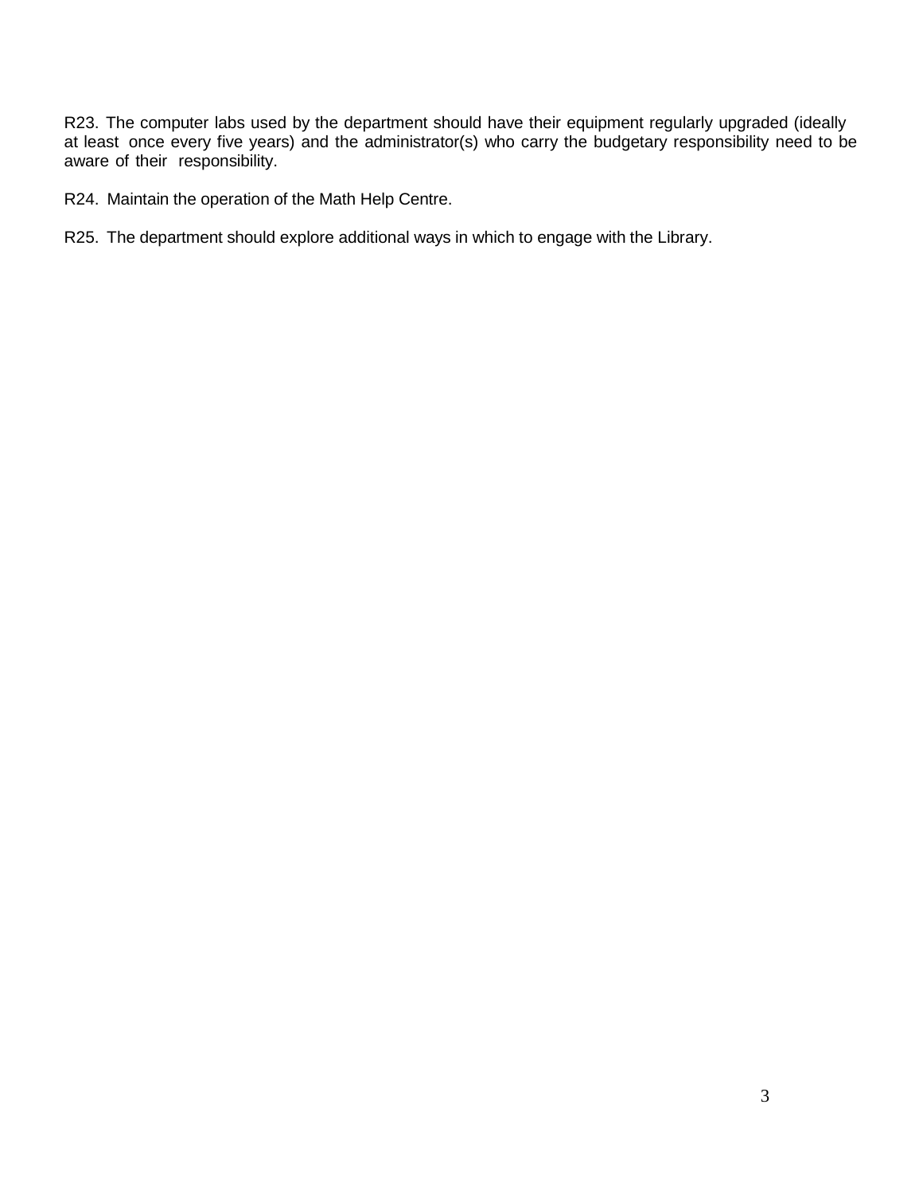R23. The computer labs used by the department should have their equipment regularly upgraded (ideally at least once every five years) and the administrator(s) who carry the budgetary responsibility need to be aware of their responsibility.

R24. Maintain the operation of the Math Help Centre.

R25. The department should explore additional ways in which to engage with the Library.